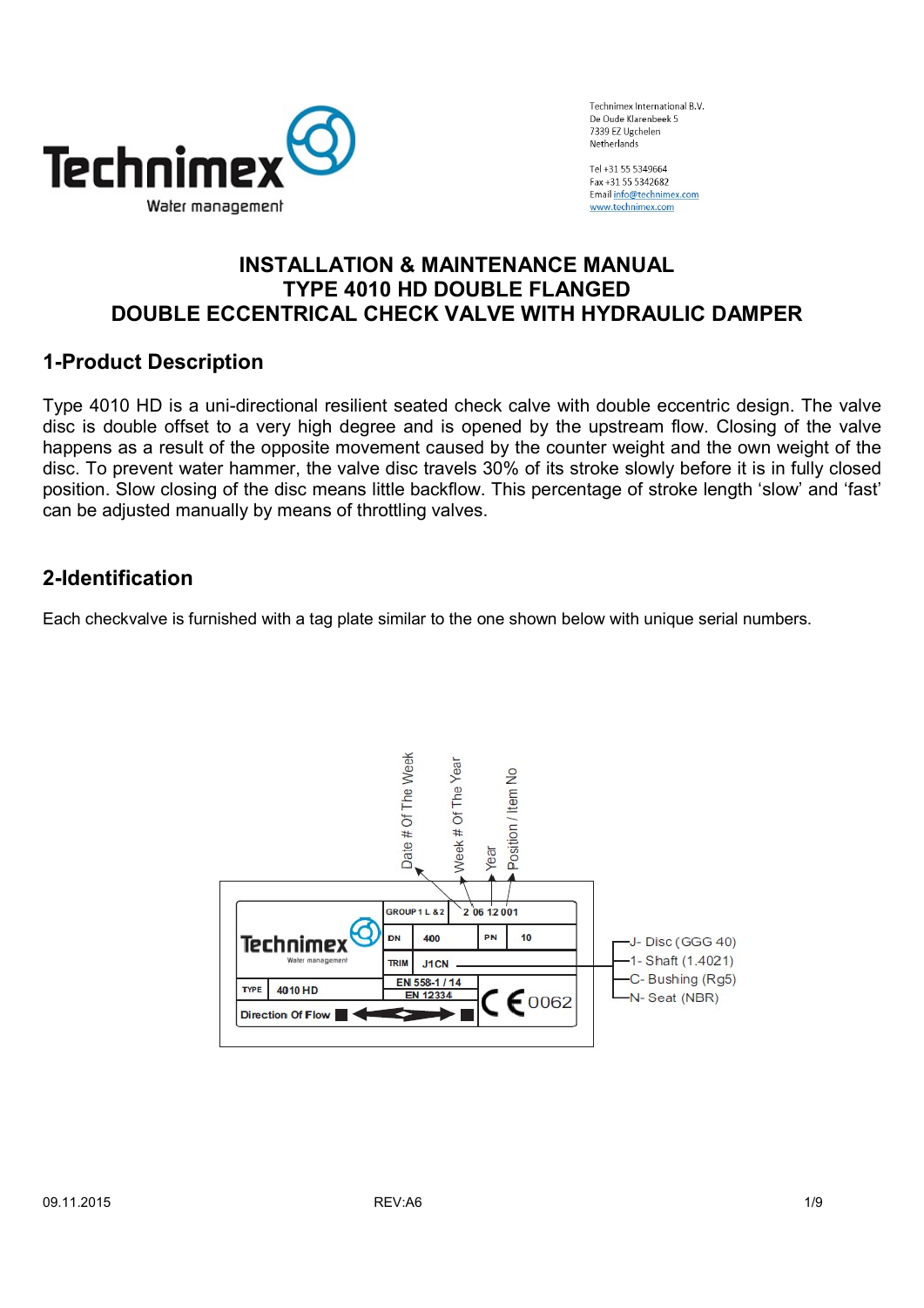Technimex International B.V.
De Oude Klarenbeek 5
7339 EZ Ugchelen
Netherlands

Tel +31 55 5349664
Fax +31 55 5342682
Email info@technimex.com
www.technimex.com

# INSTALLATION & MAINTENANCE MANUAL
# TYPE 4010 HD DOUBLE FLANGED
# DOUBLE ECCENTRICAL CHECK VALVE WITH HYDRAULIC DAMPER

## 1-Product Description

Type 4010 HD is a uni-directional resilient seated check calve with double eccentric design. The valve disc is double offset to a very high degree and is opened by the upstream flow. Closing of the valve happens as a result of the opposite movement caused by the counter weight and the own weight of the disc. To prevent water hammer, the valve disc travels 30% of its stroke slowly before it is in fully closed position. Slow closing of the disc means little backflow. This percentage of stroke length 'slow' and 'fast' can be adjusted manually by means of throttling valves.

## 2-Identification

Each checkvalve is furnished with a tag plate similar to the one shown below with unique serial numbers.

Date # Of The Week
Week # Of The Year
Year
Position / Item No

| Technimex Water management | GROUP 1 L & 2 | 2 06 12 001 | | |
|---|---|---|---|---|
| | DN | 400 | PN | 10 |
| | TRIM | J1CN | | |
| TYPE 4010 HD | EN 558-1 / 14 EN 12334 | CE 0062 | | |
| Direction Of Flow | | | | |

- J- Disc (GGG 40)
- 1- Shaft (1.4021)
- C- Bushing (Rg5)
- N- Seat (NBR)

09.11.2015 REV:A6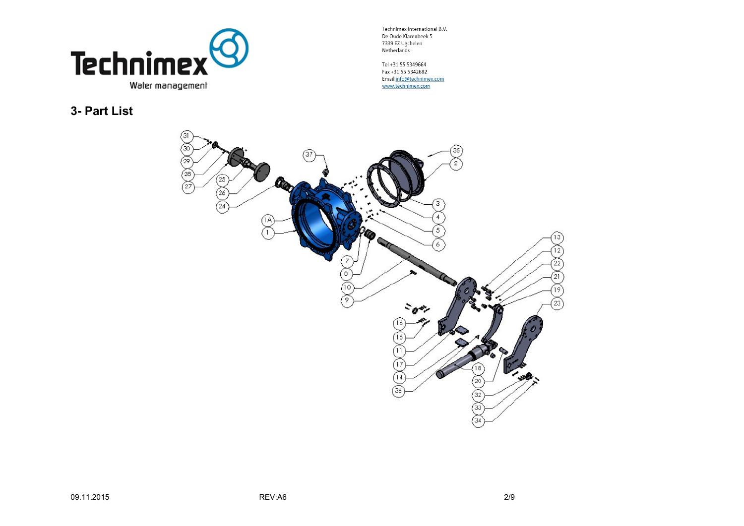Technimex

Water management

Technimex International B.V.
De Oude Klarenbeek 5
7339 EZ Ugchelen
Netherlands

Tel +31 55 5349664
Fax +31 55 5342682
Email info@technimex.com
www.technimex.com

## 3- Part List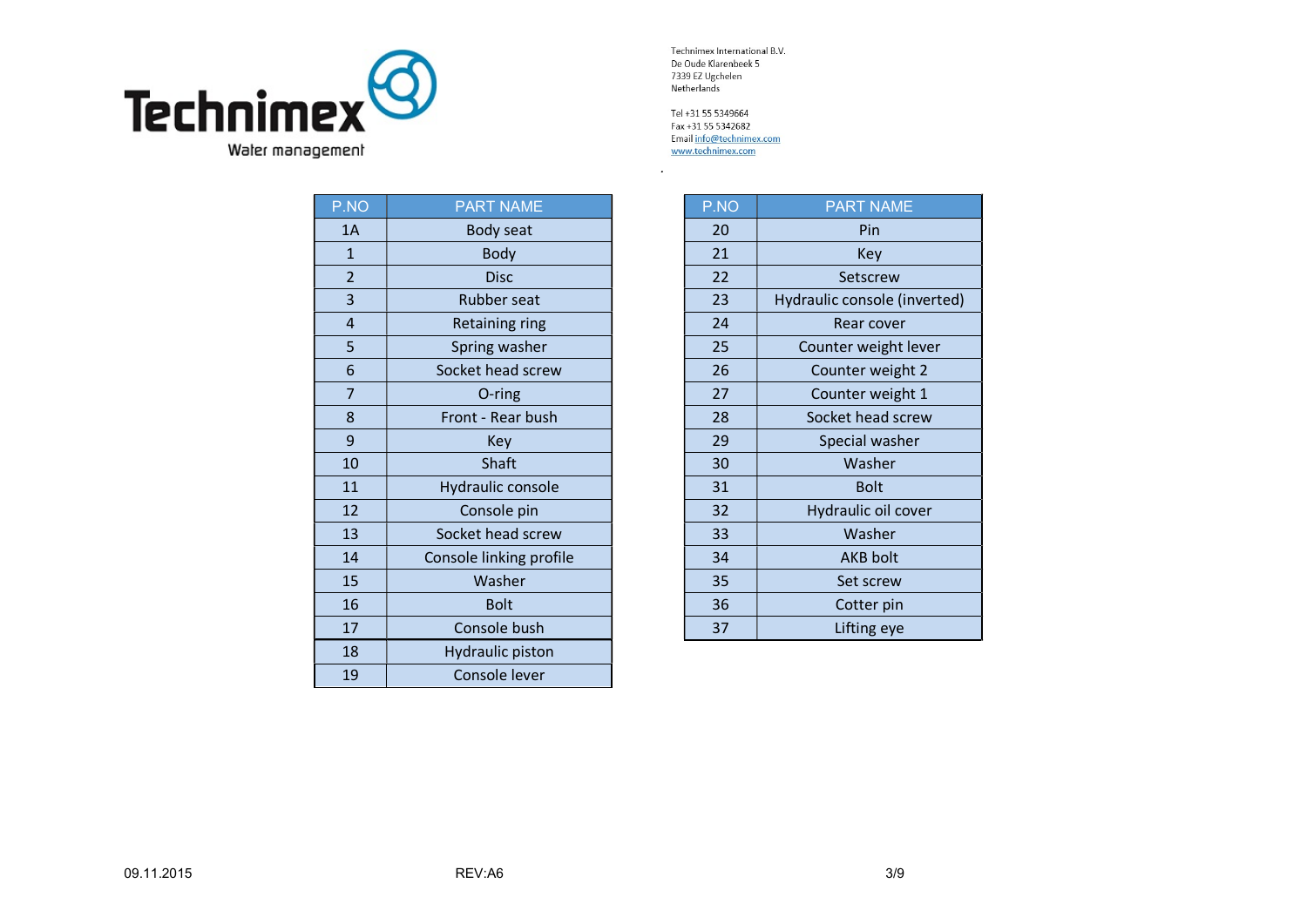Technimex

Water management

Technimex International B.V.
De Oude Klarenbeek 5
7339 EZ Ugchelen
Netherlands

Tel +31 55 5349664
Fax +31 55 5342682
Email info@technimex.com
www.technimex.com

| P.NO | PART NAME |
|---|---|
| 1A | Body seat |
| 1 | Body |
| 2 | Disc |
| 3 | Rubber seat |
| 4 | Retaining ring |
| 5 | Spring washer |
| 6 | Socket head screw |
| 7 | O-ring |
| 8 | Front - Rear bush |
| 9 | Key |
| 10 | Shaft |
| 11 | Hydraulic console |
| 12 | Console pin |
| 13 | Socket head screw |
| 14 | Console linking profile |
| 15 | Washer |
| 16 | Bolt |
| 17 | Console bush |
| 18 | Hydraulic piston |
| 19 | Console lever |

| P.NO | PART NAME |
|---|---|
| 20 | Pin |
| 21 | Key |
| 22 | Setscrew |
| 23 | Hydraulic console (inverted) |
| 24 | Rear cover |
| 25 | Counter weight lever |
| 26 | Counter weight 2 |
| 27 | Counter weight 1 |
| 28 | Socket head screw |
| 29 | Special washer |
| 30 | Washer |
| 31 | Bolt |
| 32 | Hydraulic oil cover |
| 33 | Washer |
| 34 | AKB bolt |
| 35 | Set screw |
| 36 | Cotter pin |
| 37 | Lifting eye |

09.11.2015 REV:A6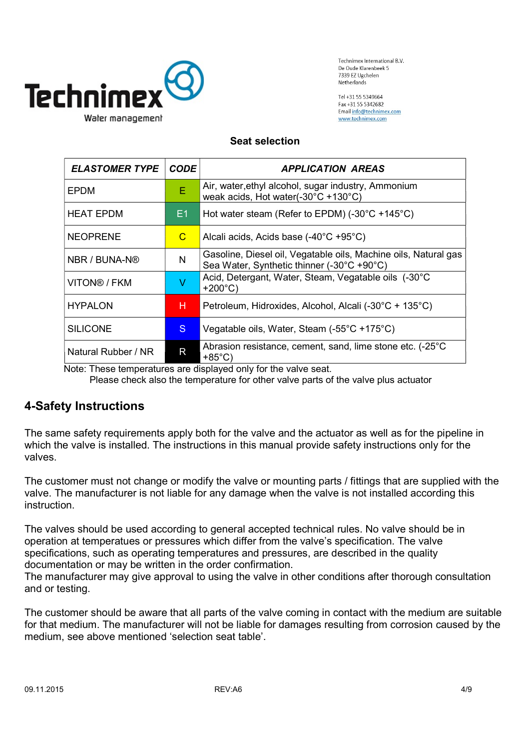Technimex International B.V.
De Oude Klarenbeek 5
7339 EZ Ugchelen
Netherlands

Tel +31 55 5349664
Fax +31 55 5342682
Email info@technimex.com
www.technimex.com

**Seat selection**

| *ELASTOMER TYPE* | *CODE* | *APPLICATION AREAS* |
|---|---|---|
| EPDM | E | Air, water,ethyl alcohol, sugar industry, Ammonium weak acids, Hot water(-30°C +130°C) |
| HEAT EPDM | E1 | Hot water steam (Refer to EPDM) (-30°C +145°C) |
| NEOPRENE | C | Alcali acids, Acids base (-40°C +95°C) |
| NBR / BUNA-N® | N | Gasoline, Diesel oil, Vegatable oils, Machine oils, Natural gas Sea Water, Synthetic thinner (-30°C +90°C) |
| VITON® / FKM | V | Acid, Detergant, Water, Steam, Vegatable oils (-30°C +200°C) |
| HYPALON | H | Petroleum, Hidroxides, Alcohol, Alcali (-30°C + 135°C) |
| SILICONE | S | Vegatable oils, Water, Steam (-55°C +175°C) |
| Natural Rubber / NR | R | Abrasion resistance, cement, sand, lime stone etc. (-25°C +85°C) |

Note: These temperatures are displayed only for the valve seat.
Please check also the temperature for other valve parts of the valve plus actuator

## 4-Safety Instructions

The same safety requirements apply both for the valve and the actuator as well as for the pipeline in which the valve is installed. The instructions in this manual provide safety instructions only for the valves.

The customer must not change or modify the valve or mounting parts / fittings that are supplied with the valve. The manufacturer is not liable for any damage when the valve is not installed according this instruction.

The valves should be used according to general accepted technical rules. No valve should be in operation at temperatues or pressures which differ from the valve's specification. The valve specifications, such as operating temperatures and pressures, are described in the quality documentation or may be written in the order confirmation.
The manufacturer may give approval to using the valve in other conditions after thorough consultation and or testing.

The customer should be aware that all parts of the valve coming in contact with the medium are suitable for that medium. The manufacturer will not be liable for damages resulting from corrosion caused by the medium, see above mentioned 'selection seat table'.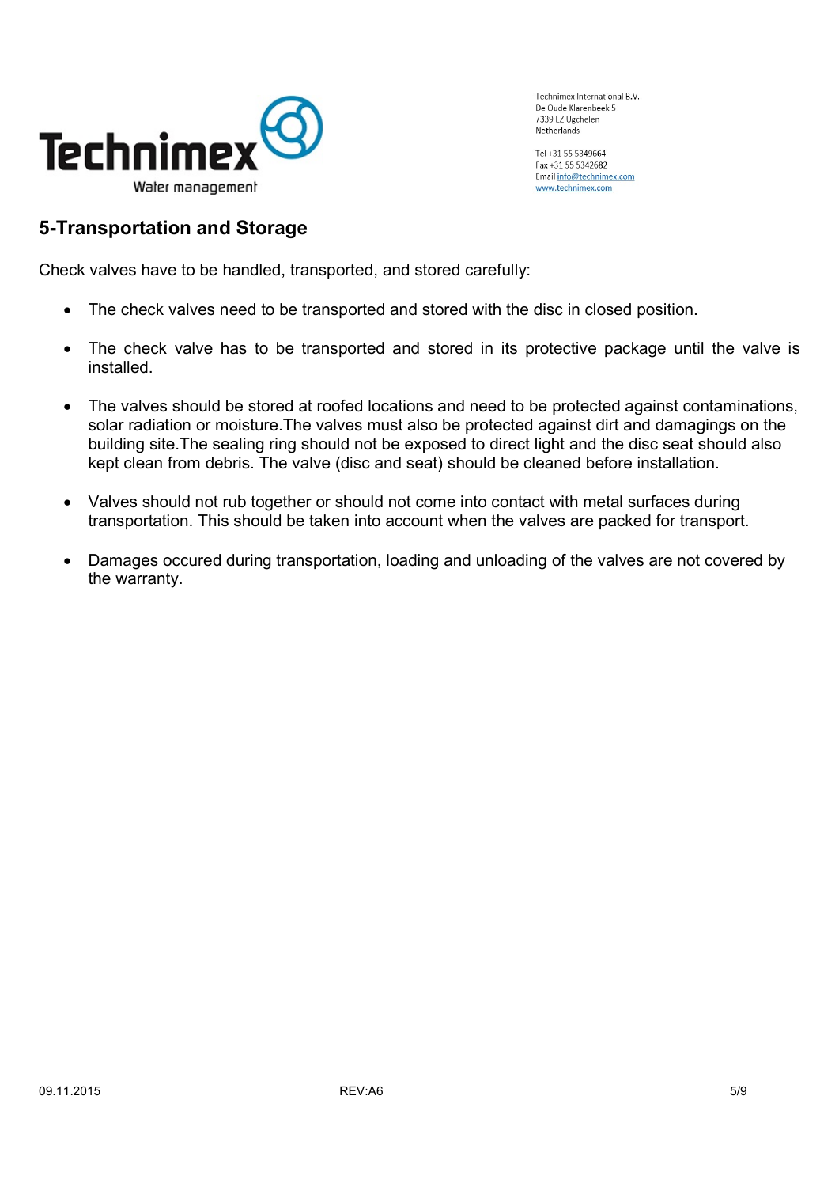## 5-Transportation and Storage

Check valves have to be handled, transported, and stored carefully:

- The check valves need to be transported and stored with the disc in closed position.
- The check valve has to be transported and stored in its protective package until the valve is installed.
- The valves should be stored at roofed locations and need to be protected against contaminations, solar radiation or moisture.The valves must also be protected against dirt and damagings on the building site.The sealing ring should not be exposed to direct light and the disc seat should also kept clean from debris. The valve (disc and seat) should be cleaned before installation.
- Valves should not rub together or should not come into contact with metal surfaces during transportation. This should be taken into account when the valves are packed for transport.
- Damages occured during transportation, loading and unloading of the valves are not covered by the warranty.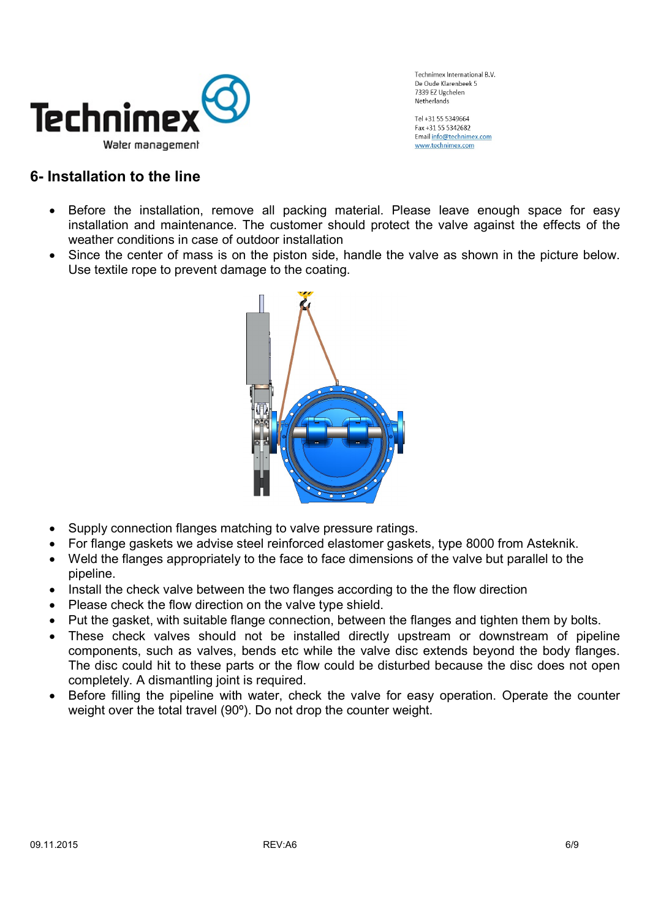## 6- Installation to the line

- Before the installation, remove all packing material. Please leave enough space for easy installation and maintenance. The customer should protect the valve against the effects of the weather conditions in case of outdoor installation
- Since the center of mass is on the piston side, handle the valve as shown in the picture below. Use textile rope to prevent damage to the coating.

- Supply connection flanges matching to valve pressure ratings.
- For flange gaskets we advise steel reinforced elastomer gaskets, type 8000 from Asteknik.
- Weld the flanges appropriately to the face to face dimensions of the valve but parallel to the pipeline.
- Install the check valve between the two flanges according to the the flow direction
- Please check the flow direction on the valve type shield.
- Put the gasket, with suitable flange connection, between the flanges and tighten them by bolts.
- These check valves should not be installed directly upstream or downstream of pipeline components, such as valves, bends etc while the valve disc extends beyond the body flanges. The disc could hit to these parts or the flow could be disturbed because the disc does not open completely. A dismantling joint is required.
- Before filling the pipeline with water, check the valve for easy operation. Operate the counter weight over the total travel (90º). Do not drop the counter weight.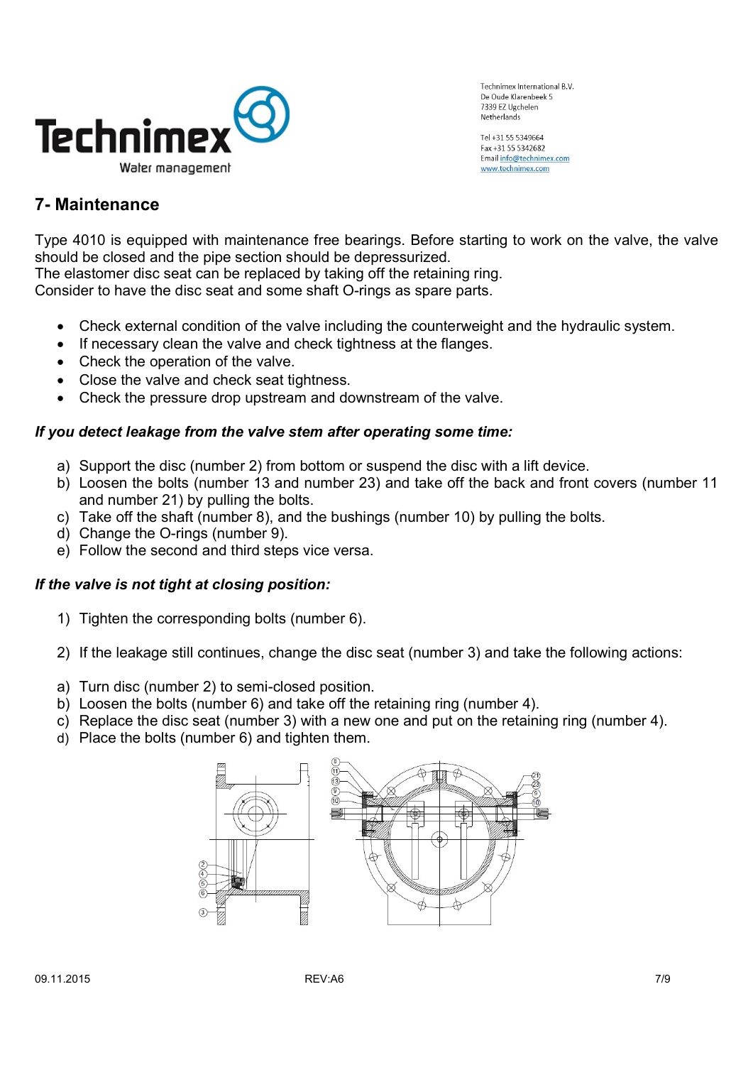## 7- Maintenance

Type 4010 is equipped with maintenance free bearings. Before starting to work on the valve, the valve should be closed and the pipe section should be depressurized.
The elastomer disc seat can be replaced by taking off the retaining ring.
Consider to have the disc seat and some shaft O-rings as spare parts.

- Check external condition of the valve including the counterweight and the hydraulic system.
- If necessary clean the valve and check tightness at the flanges.
- Check the operation of the valve.
- Close the valve and check seat tightness.
- Check the pressure drop upstream and downstream of the valve.

***If you detect leakage from the valve stem after operating some time:***

a) Support the disc (number 2) from bottom or suspend the disc with a lift device.
b) Loosen the bolts (number 13 and number 23) and take off the back and front covers (number 11 and number 21) by pulling the bolts.
c) Take off the shaft (number 8), and the bushings (number 10) by pulling the bolts.
d) Change the O-rings (number 9).
e) Follow the second and third steps vice versa.

***If the valve is not tight at closing position:***

1) Tighten the corresponding bolts (number 6).

2) If the leakage still continues, change the disc seat (number 3) and take the following actions:

a) Turn disc (number 2) to semi-closed position.
b) Loosen the bolts (number 6) and take off the retaining ring (number 4).
c) Replace the disc seat (number 3) with a new one and put on the retaining ring (number 4).
d) Place the bolts (number 6) and tighten them.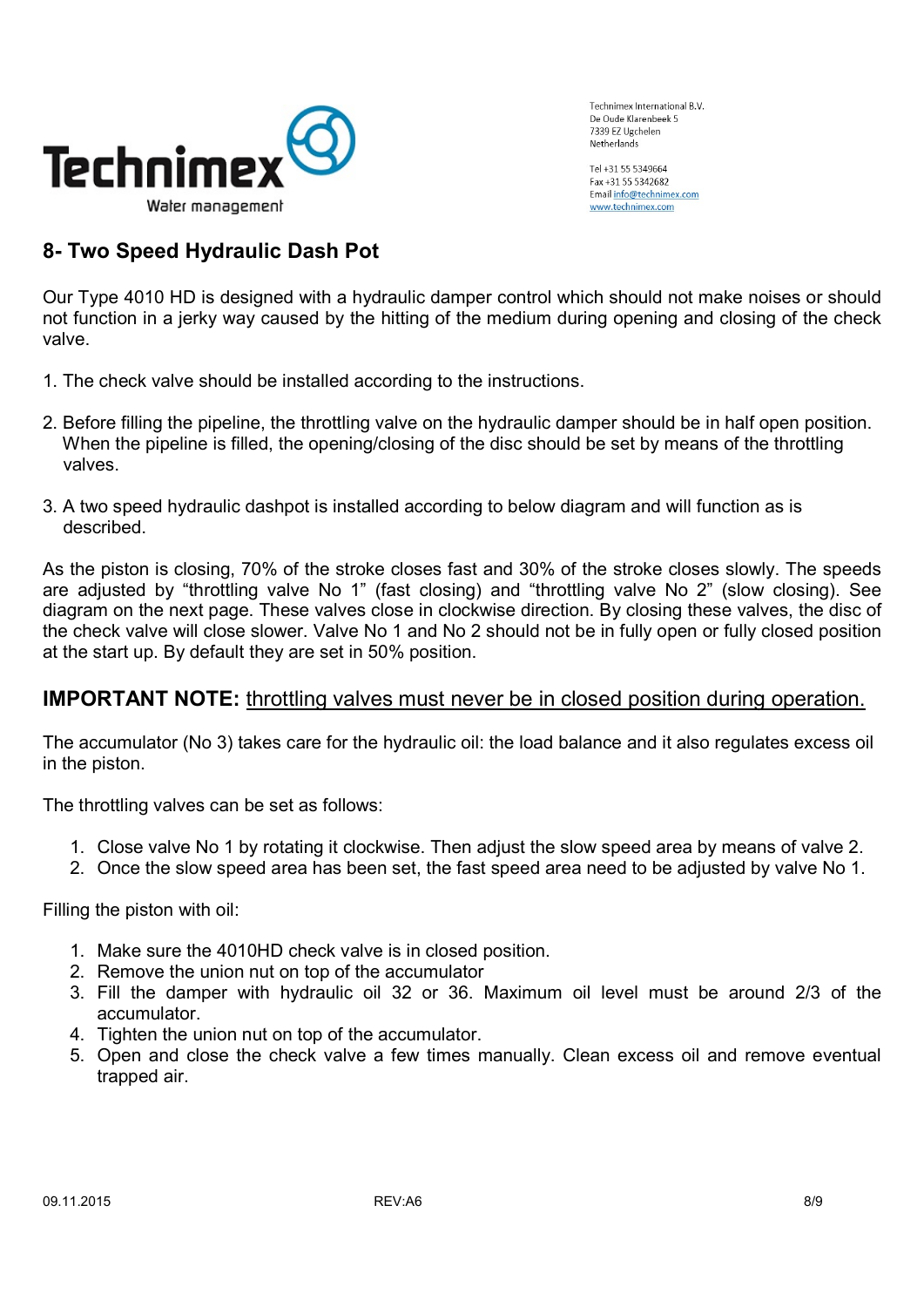## 8- Two Speed Hydraulic Dash Pot

Our Type 4010 HD is designed with a hydraulic damper control which should not make noises or should not function in a jerky way caused by the hitting of the medium during opening and closing of the check valve.

1. The check valve should be installed according to the instructions.

2. Before filling the pipeline, the throttling valve on the hydraulic damper should be in half open position. When the pipeline is filled, the opening/closing of the disc should be set by means of the throttling valves.

3. A two speed hydraulic dashpot is installed according to below diagram and will function as is described.

As the piston is closing, 70% of the stroke closes fast and 30% of the stroke closes slowly. The speeds are adjusted by "throttling valve No 1" (fast closing) and "throttling valve No 2" (slow closing). See diagram on the next page. These valves close in clockwise direction. By closing these valves, the disc of the check valve will close slower. Valve No 1 and No 2 should not be in fully open or fully closed position at the start up. By default they are set in 50% position.

### IMPORTANT NOTE: <u>throttling valves must never be in closed position during operation.</u>

The accumulator (No 3) takes care for the hydraulic oil: the load balance and it also regulates excess oil in the piston.

The throttling valves can be set as follows:

1. Close valve No 1 by rotating it clockwise. Then adjust the slow speed area by means of valve 2.
2. Once the slow speed area has been set, the fast speed area need to be adjusted by valve No 1.

Filling the piston with oil:

1. Make sure the 4010HD check valve is in closed position.
2. Remove the union nut on top of the accumulator
3. Fill the damper with hydraulic oil 32 or 36. Maximum oil level must be around 2/3 of the accumulator.
4. Tighten the union nut on top of the accumulator.
5. Open and close the check valve a few times manually. Clean excess oil and remove eventual trapped air.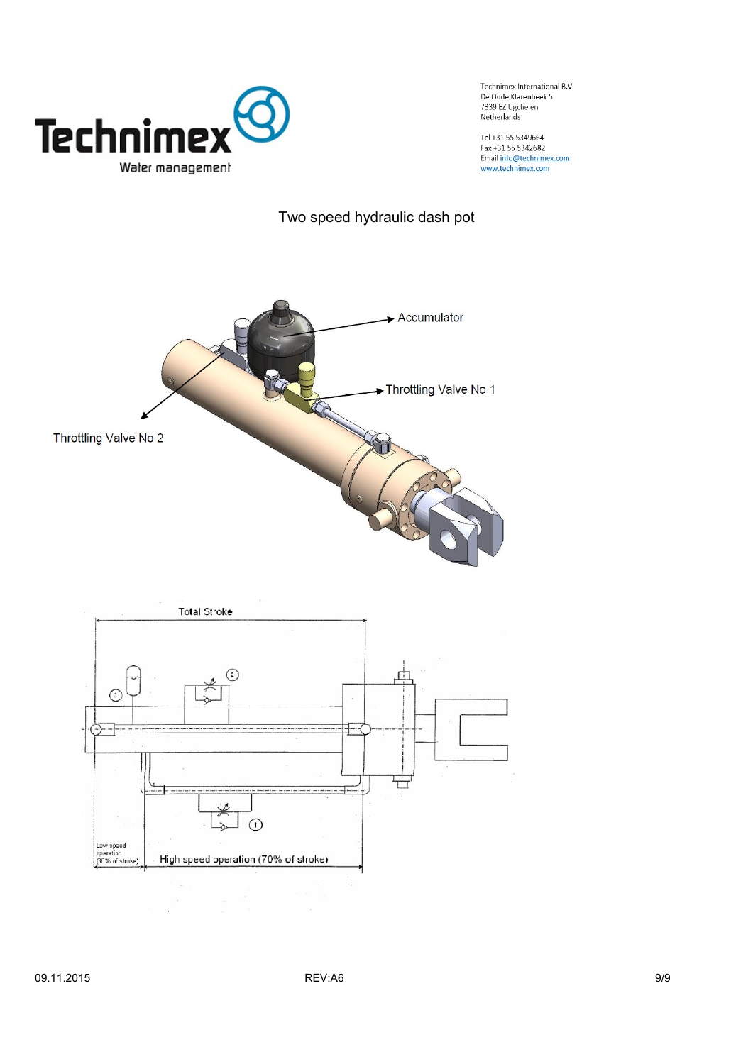Technimex International B.V.
De Oude Klarenbeek 5
7339 EZ Ugchelen
Netherlands

Tel +31 55 5349664
Fax +31 55 5342682
Email info@technimex.com
www.technimex.com

## Two speed hydraulic dash pot

Accumulator

Throttling Valve No 1

Throttling Valve No 2

Total Stroke

Low speed operation (30% of stroke)

High speed operation (70% of stroke)